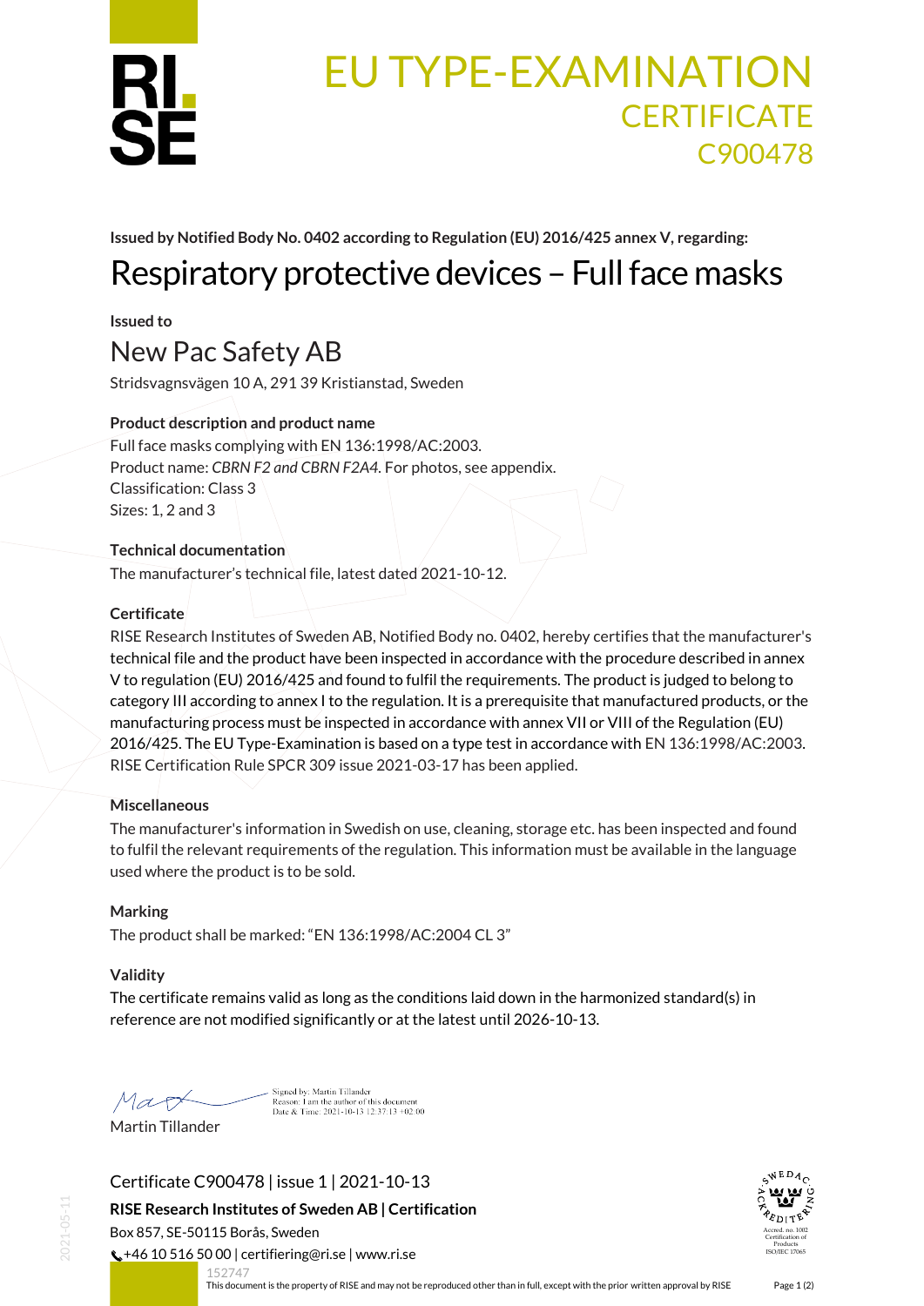# EU TYPE-EXAMINATION CERTIFICATE C900478

**Issued by Notified Body No. 0402 according to Regulation (EU) 2016/425 annex V, regarding:**

## Respiratory protective devices – Full face masks

**Issued to**

## New Pac Safety AB

Stridsvagnsvägen 10 A, 291 39 Kristianstad, Sweden

**Product description and product name**

Full face masks complying with EN 136:1998/AC:2003.
Product name: *CBRN F2 and CBRN F2A4.* For photos, see appendix.
Classification: Class 3
Sizes: 1, 2 and 3

**Technical documentation**

The manufacturer's technical file, latest dated 2021-10-12.

**Certificate**

RISE Research Institutes of Sweden AB, Notified Body no. 0402, hereby certifies that the manufacturer's technical file and the product have been inspected in accordance with the procedure described in annex V to regulation (EU) 2016/425 and found to fulfil the requirements. The product is judged to belong to category III according to annex I to the regulation. It is a prerequisite that manufactured products, or the manufacturing process must be inspected in accordance with annex VII or VIII of the Regulation (EU) 2016/425. The EU Type-Examination is based on a type test in accordance with EN 136:1998/AC:2003. RISE Certification Rule SPCR 309 issue 2021-03-17 has been applied.

**Miscellaneous**

The manufacturer's information in Swedish on use, cleaning, storage etc. has been inspected and found to fulfil the relevant requirements of the regulation. This information must be available in the language used where the product is to be sold.

**Marking**

The product shall be marked: "EN 136:1998/AC:2004 CL 3"

**Validity**

The certificate remains valid as long as the conditions laid down in the harmonized standard(s) in reference are not modified significantly or at the latest until 2026-10-13.

Signed by: Martin Tillander
Reason: I am the author of this document
Date & Time: 2021-10-13 12:37:13 +02:00

Martin Tillander

Certificate C900478 | issue 1 | 2021-10-13

**RISE Research Institutes of Sweden AB | Certification**

Box 857, SE-50115 Borås, Sweden

+46 10 516 50 00 | certifiering@ri.se | www.ri.se

152747

This document is the property of RISE and may not be reproduced other than in full, except with the prior written approval by RISE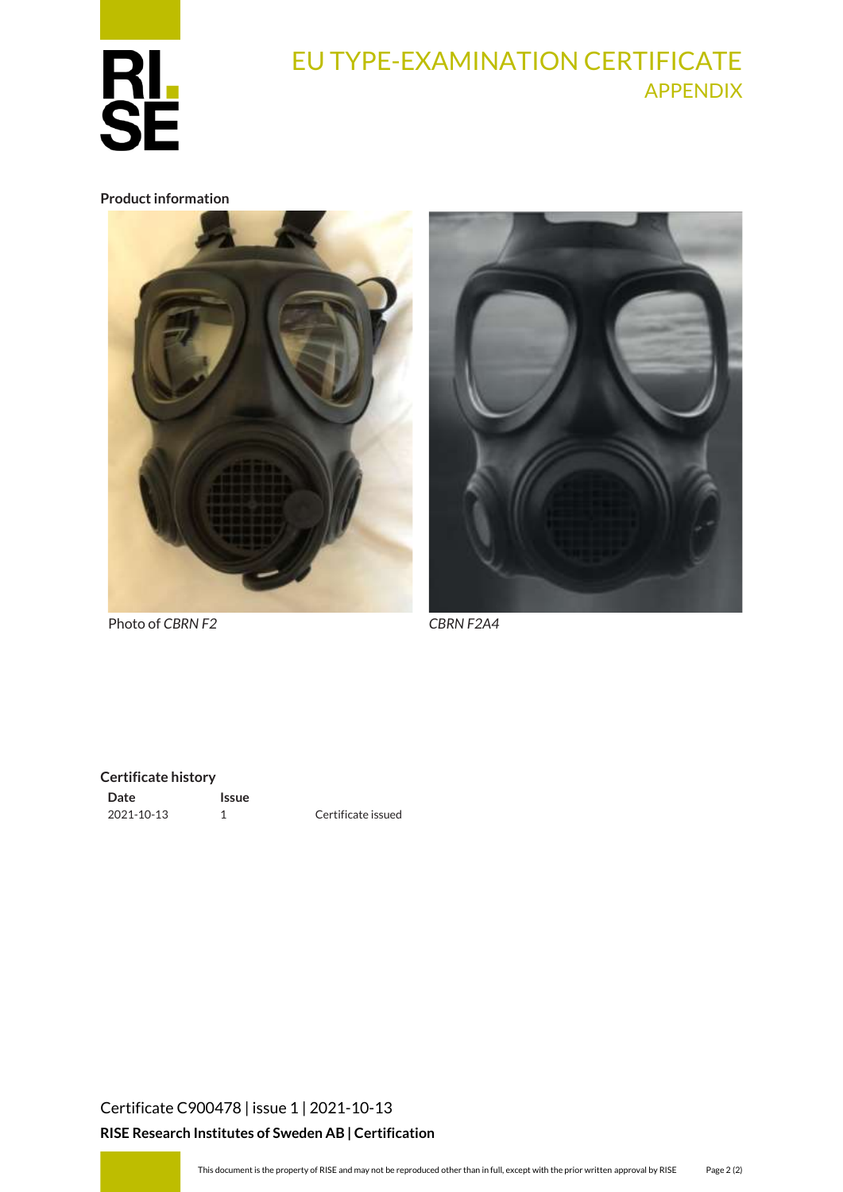# EU TYPE-EXAMINATION CERTIFICATE
## APPENDIX

**Product information**

Photo of *CBRN F2*

*CBRN F2A4*

**Certificate history**

| Date | Issue | |
|---|---|---|
| 2021-10-13 | 1 | Certificate issued |

Certificate C900478 | issue 1 | 2021-10-13

**RISE Research Institutes of Sweden AB | Certification**

This document is the property of RISE and may not be reproduced other than in full, except with the prior written approval by RISE